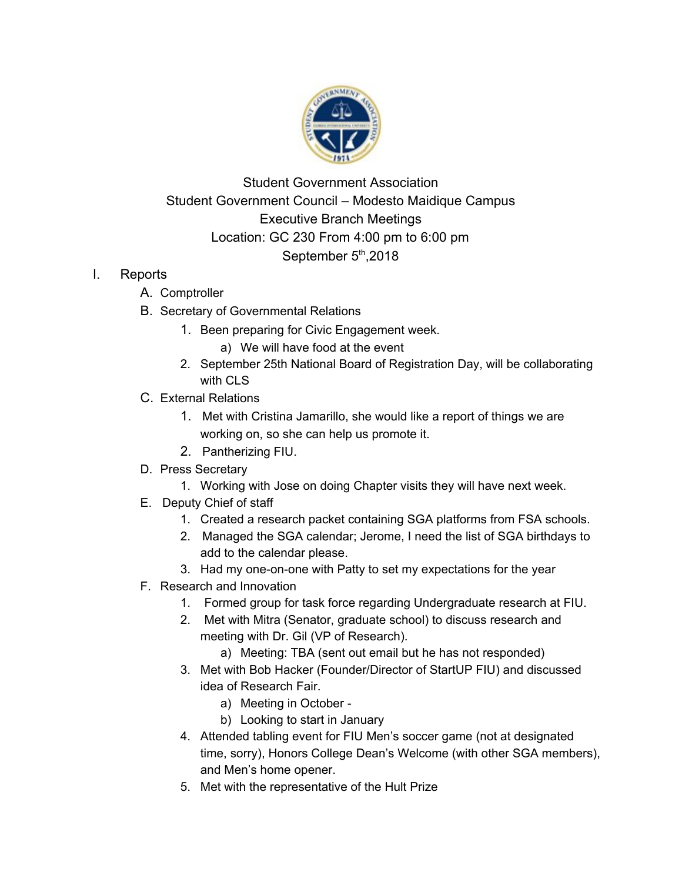Student Government Association

Student Government Council – Modesto Maidique Campus

Executive Branch Meetings

Location: GC 230 From 4:00 pm to 6:00 pm

September 5th,2018

I. Reports
   A. Comptroller
   B. Secretary of Governmental Relations
      1. Been preparing for Civic Engagement week.
         a) We will have food at the event
      2. September 25th National Board of Registration Day, will be collaborating with CLS
   C. External Relations
      1. Met with Cristina Jamarillo, she would like a report of things we are working on, so she can help us promote it.
      2. Pantherizing FIU.
   D. Press Secretary
      1. Working with Jose on doing Chapter visits they will have next week.
   E. Deputy Chief of staff
      1. Created a research packet containing SGA platforms from FSA schools.
      2. Managed the SGA calendar; Jerome, I need the list of SGA birthdays to add to the calendar please.
      3. Had my one-on-one with Patty to set my expectations for the year
   F. Research and Innovation
      1. Formed group for task force regarding Undergraduate research at FIU.
      2. Met with Mitra (Senator, graduate school) to discuss research and meeting with Dr. Gil (VP of Research).
         a) Meeting: TBA (sent out email but he has not responded)
      3. Met with Bob Hacker (Founder/Director of StartUP FIU) and discussed idea of Research Fair.
         a) Meeting in October -
         b) Looking to start in January
      4. Attended tabling event for FIU Men's soccer game (not at designated time, sorry), Honors College Dean's Welcome (with other SGA members), and Men's home opener.
      5. Met with the representative of the Hult Prize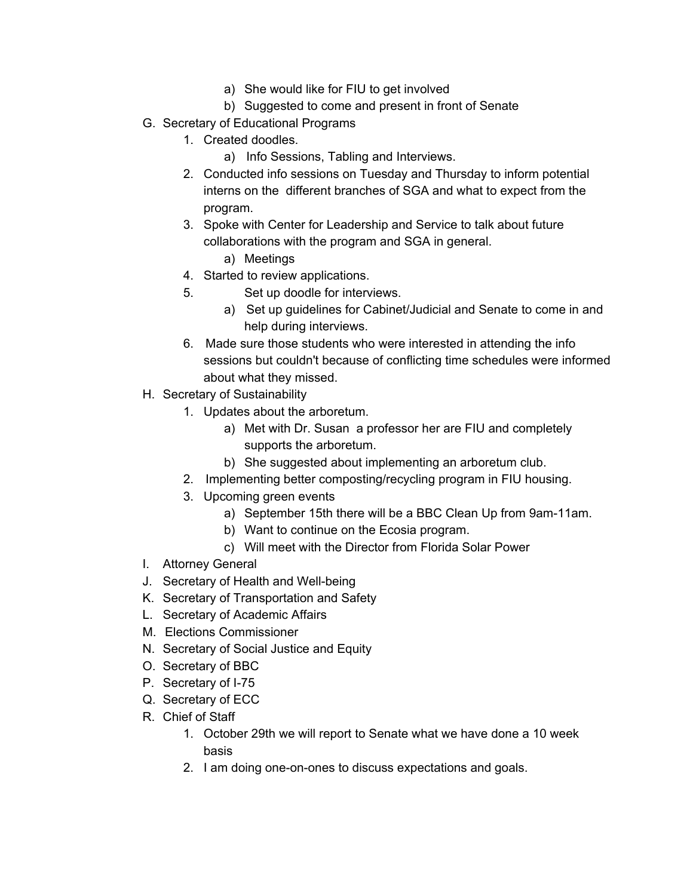a) She would like for FIU to get involved
   b) Suggested to come and present in front of Senate

G. Secretary of Educational Programs
   1. Created doodles.
      a) Info Sessions, Tabling and Interviews.
   2. Conducted info sessions on Tuesday and Thursday to inform potential interns on the different branches of SGA and what to expect from the program.
   3. Spoke with Center for Leadership and Service to talk about future collaborations with the program and SGA in general.
      a) Meetings
   4. Started to review applications.
   5. Set up doodle for interviews.
      a) Set up guidelines for Cabinet/Judicial and Senate to come in and help during interviews.
   6. Made sure those students who were interested in attending the info sessions but couldn't because of conflicting time schedules were informed about what they missed.

H. Secretary of Sustainability
   1. Updates about the arboretum.
      a) Met with Dr. Susan a professor her are FIU and completely supports the arboretum.
      b) She suggested about implementing an arboretum club.
   2. Implementing better composting/recycling program in FIU housing.
   3. Upcoming green events
      a) September 15th there will be a BBC Clean Up from 9am-11am.
      b) Want to continue on the Ecosia program.
      c) Will meet with the Director from Florida Solar Power

I. Attorney General

J. Secretary of Health and Well-being

K. Secretary of Transportation and Safety

L. Secretary of Academic Affairs

M. Elections Commissioner

N. Secretary of Social Justice and Equity

O. Secretary of BBC

P. Secretary of I-75

Q. Secretary of ECC

R. Chief of Staff
   1. October 29th we will report to Senate what we have done a 10 week basis
   2. I am doing one-on-ones to discuss expectations and goals.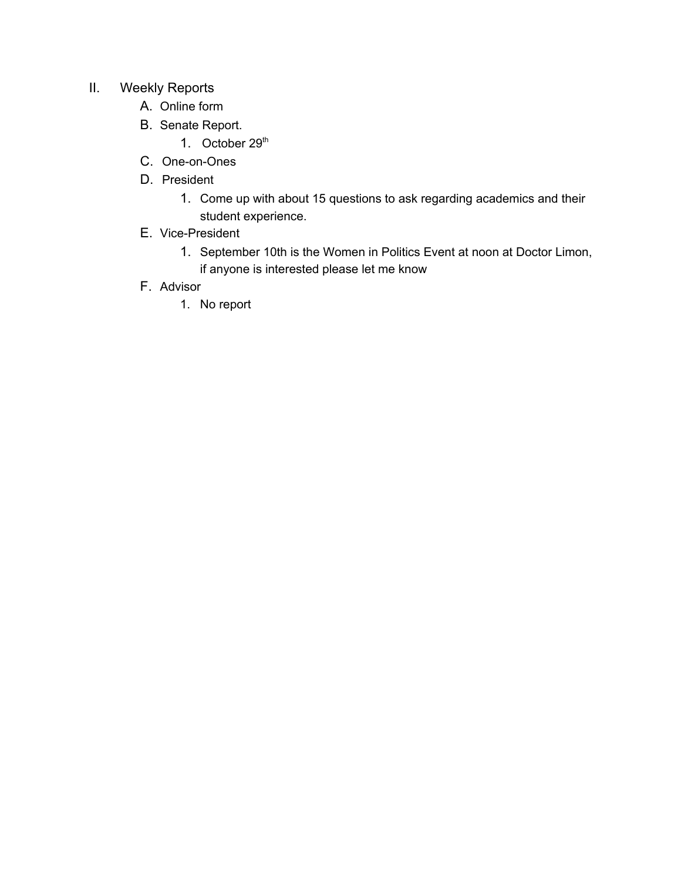II. Weekly Reports

A. Online form

B. Senate Report.

1. October 29th

C. One-on-Ones

D. President

1. Come up with about 15 questions to ask regarding academics and their student experience.

E. Vice-President

1. September 10th is the Women in Politics Event at noon at Doctor Limon, if anyone is interested please let me know

F. Advisor

1. No report